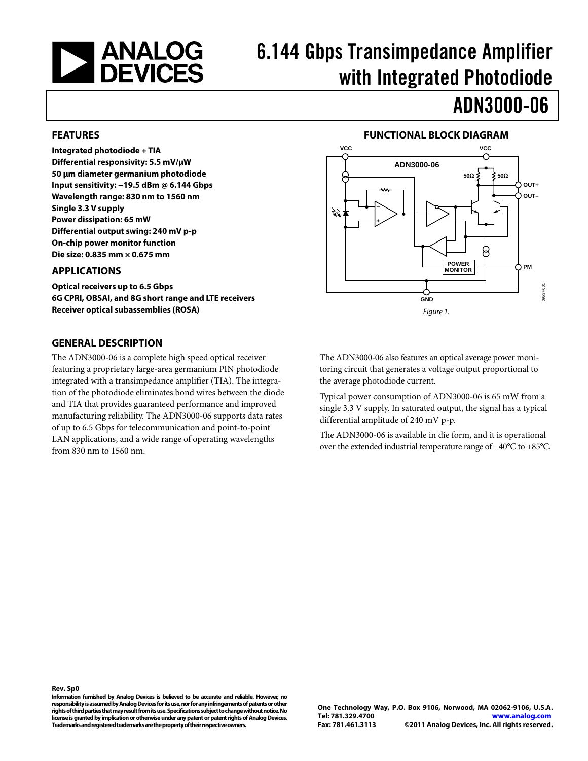# 6.144 Gbps Transimpedance Amplifier with Integrated Photodiode

# ADN3000-06

## FEATURES

**Integrated photodiode + TIA**
**Differential responsivity: 5.5 mV/µW**
**50 µm diameter germanium photodiode**
**Input sensitivity: −19.5 dBm @ 6.144 Gbps**
**Wavelength range: 830 nm to 1560 nm**
**Single 3.3 V supply**
**Power dissipation: 65 mW**
**Differential output swing: 240 mV p-p**
**On-chip power monitor function**
**Die size: 0.835 mm × 0.675 mm**

## APPLICATIONS

**Optical receivers up to 6.5 Gbps**
**6G CPRI, OBSAI, and 8G short range and LTE receivers**
**Receiver optical subassemblies (ROSA)**

## FUNCTIONAL BLOCK DIAGRAM

*Figure 1.*

## GENERAL DESCRIPTION

The ADN3000-06 is a complete high speed optical receiver featuring a proprietary large-area germanium PIN photodiode integrated with a transimpedance amplifier (TIA). The integration of the photodiode eliminates bond wires between the diode and TIA that provides guaranteed performance and improved manufacturing reliability. The ADN3000-06 supports data rates of up to 6.5 Gbps for telecommunication and point-to-point LAN applications, and a wide range of operating wavelengths from 830 nm to 1560 nm.

The ADN3000-06 also features an optical average power monitoring circuit that generates a voltage output proportional to the average photodiode current.

Typical power consumption of ADN3000-06 is 65 mW from a single 3.3 V supply. In saturated output, the signal has a typical differential amplitude of 240 mV p-p.

The ADN3000-06 is available in die form, and it is operational over the extended industrial temperature range of −40°C to +85°C.

**Rev. Sp0**

**Information furnished by Analog Devices is believed to be accurate and reliable. However, no responsibility is assumed by Analog Devices for its use, nor for any infringements of patents or other rights of third parties that may result from its use. Specifications subject to change without notice. No license is granted by implication or otherwise under any patent or patent rights of Analog Devices. Trademarks and registered trademarks are the property of their respective owners.**

**One Technology Way, P.O. Box 9106, Norwood, MA 02062-9106, U.S.A.**
**Tel: 781.329.4700 www.analog.com**
**Fax: 781.461.3113 ©2011 Analog Devices, Inc. All rights reserved.**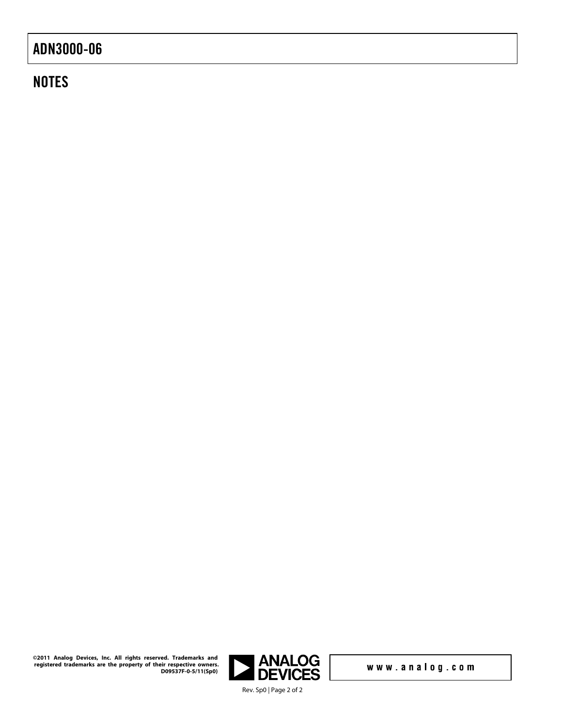## NOTES

©2011 Analog Devices, Inc. All rights reserved. Trademarks and registered trademarks are the property of their respective owners.
D09537F-0-5/11(Sp0)

www.analog.com